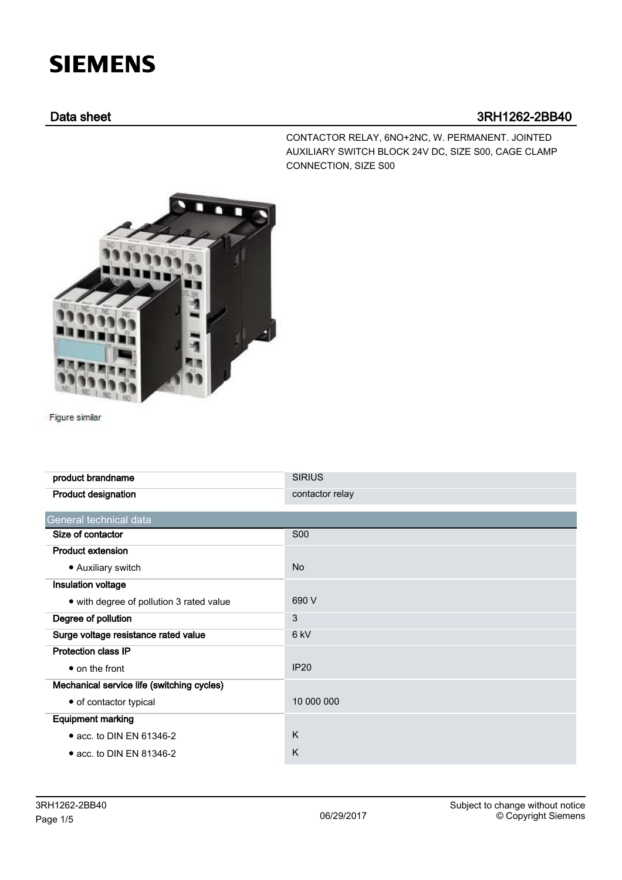# SIEMENS

## Data sheet 3RH1262-2BB40

CONTACTOR RELAY, 6NO+2NC, W. PERMANENT. JOINTED AUXILIARY SWITCH BLOCK 24V DC, SIZE S00, CAGE CLAMP CONNECTION, SIZE S00

Figure similar

| | |
|---|---|
| **product brandname** | SIRIUS |
| **Product designation** | contactor relay |

| General technical data | |
|---|---|
| **Size of contactor** | S00 |
| **Product extension** | |
| • Auxiliary switch | No |
| **Insulation voltage** | |
| • with degree of pollution 3 rated value | 690 V |
| **Degree of pollution** | 3 |
| **Surge voltage resistance rated value** | 6 kV |
| **Protection class IP** | |
| • on the front | IP20 |
| **Mechanical service life (switching cycles)** | |
| • of contactor typical | 10 000 000 |
| **Equipment marking** | |
| • acc. to DIN EN 61346-2 | K |
| • acc. to DIN EN 81346-2 | K |

06/29/2017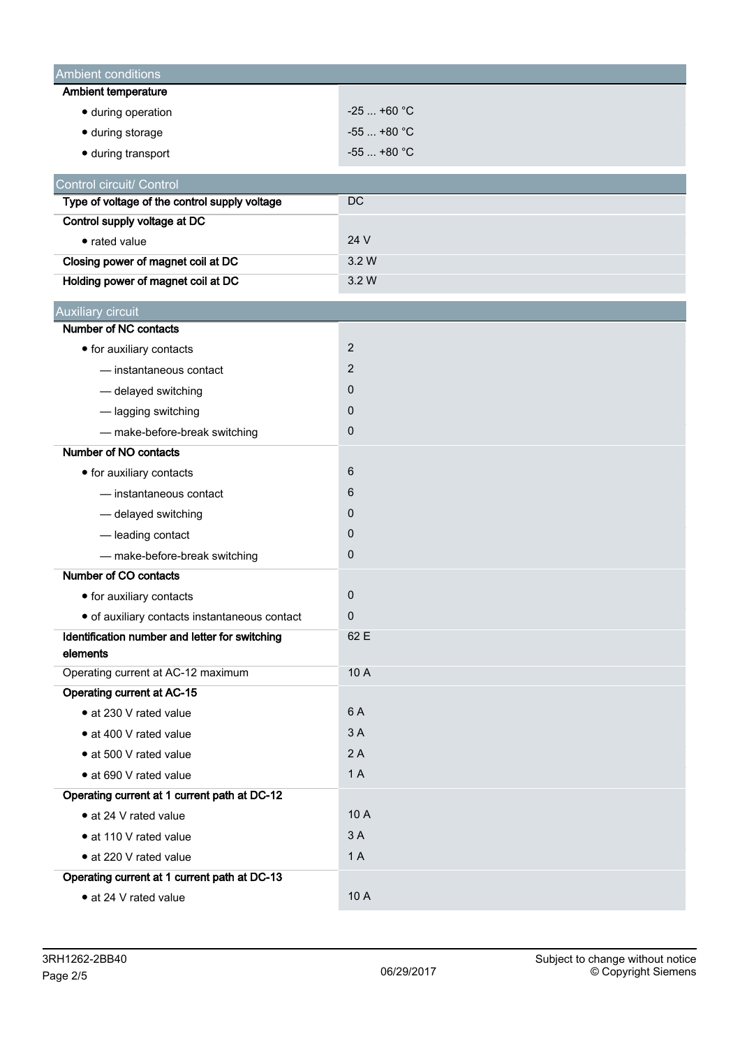## Ambient conditions

| | |
|---|---|
| **Ambient temperature** | |
| • during operation | -25 ... +60 °C |
| • during storage | -55 ... +80 °C |
| • during transport | -55 ... +80 °C |

## Control circuit/ Control

| | |
|---|---|
| **Type of voltage of the control supply voltage** | DC |
| **Control supply voltage at DC** | |
| • rated value | 24 V |
| **Closing power of magnet coil at DC** | 3.2 W |
| **Holding power of magnet coil at DC** | 3.2 W |

## Auxiliary circuit

| | |
|---|---|
| **Number of NC contacts** | |
| • for auxiliary contacts | 2 |
| — instantaneous contact | 2 |
| — delayed switching | 0 |
| — lagging switching | 0 |
| — make-before-break switching | 0 |
| **Number of NO contacts** | |
| • for auxiliary contacts | 6 |
| — instantaneous contact | 6 |
| — delayed switching | 0 |
| — leading contact | 0 |
| — make-before-break switching | 0 |
| **Number of CO contacts** | |
| • for auxiliary contacts | 0 |
| • of auxiliary contacts instantaneous contact | 0 |
| **Identification number and letter for switching elements** | 62 E |
| Operating current at AC-12 maximum | 10 A |
| **Operating current at AC-15** | |
| • at 230 V rated value | 6 A |
| • at 400 V rated value | 3 A |
| • at 500 V rated value | 2 A |
| • at 690 V rated value | 1 A |
| **Operating current at 1 current path at DC-12** | |
| • at 24 V rated value | 10 A |
| • at 110 V rated value | 3 A |
| • at 220 V rated value | 1 A |
| **Operating current at 1 current path at DC-13** | |
| • at 24 V rated value | 10 A |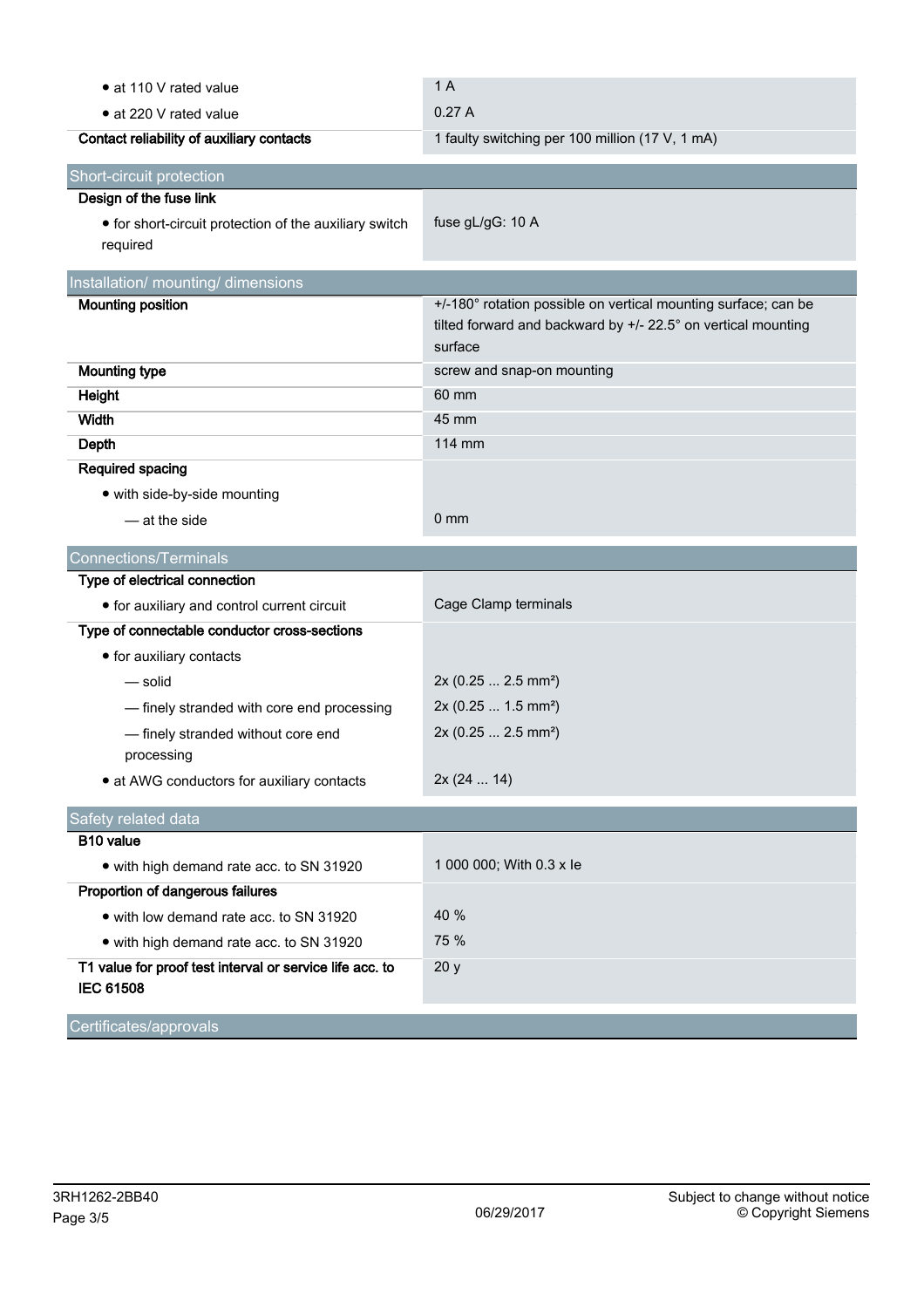| | |
|---|---|
| • at 110 V rated value | 1 A |
| • at 220 V rated value | 0.27 A |
| **Contact reliability of auxiliary contacts** | 1 faulty switching per 100 million (17 V, 1 mA) |

## Short-circuit protection

| | |
|---|---|
| **Design of the fuse link** | |
| • for short-circuit protection of the auxiliary switch required | fuse gL/gG: 10 A |

## Installation/ mounting/ dimensions

| | |
|---|---|
| **Mounting position** | +/-180° rotation possible on vertical mounting surface; can be tilted forward and backward by +/- 22.5° on vertical mounting surface |
| **Mounting type** | screw and snap-on mounting |
| **Height** | 60 mm |
| **Width** | 45 mm |
| **Depth** | 114 mm |
| **Required spacing** | |
| • with side-by-side mounting | |
| — at the side | 0 mm |

## Connections/Terminals

| | |
|---|---|
| **Type of electrical connection** | |
| • for auxiliary and control current circuit | Cage Clamp terminals |
| **Type of connectable conductor cross-sections** | |
| • for auxiliary contacts | |
| — solid | 2x (0.25 ... 2.5 mm²) |
| — finely stranded with core end processing | 2x (0.25 ... 1.5 mm²) |
| — finely stranded without core end processing | 2x (0.25 ... 2.5 mm²) |
| • at AWG conductors for auxiliary contacts | 2x (24 ... 14) |

## Safety related data

| | |
|---|---|
| **B10 value** | |
| • with high demand rate acc. to SN 31920 | 1 000 000; With 0.3 x Ie |
| **Proportion of dangerous failures** | |
| • with low demand rate acc. to SN 31920 | 40 % |
| • with high demand rate acc. to SN 31920 | 75 % |
| **T1 value for proof test interval or service life acc. to IEC 61508** | 20 y |

## Certificates/approvals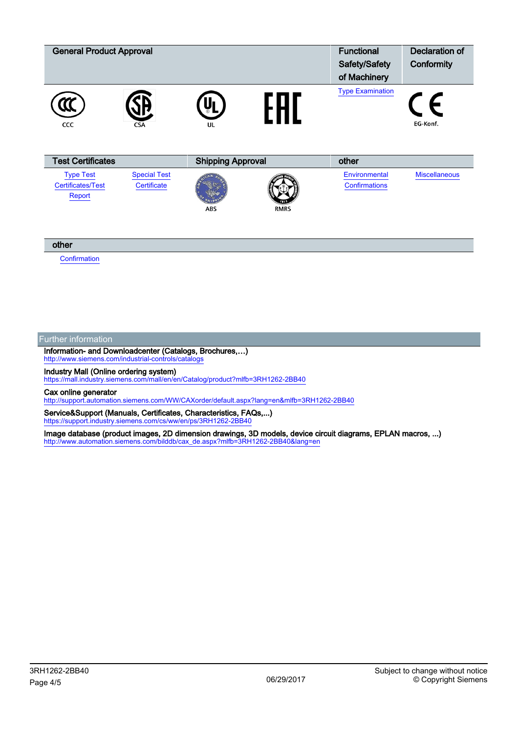| General Product Approval | | | | Functional Safety/Safety of Machinery | Declaration of Conformity |
|---|---|---|---|---|---|
| CCC | CSA | UL | EAC | Type Examination | EG-Konf. |

| Test Certificates | | Shipping Approval | | other | |
|---|---|---|---|---|---|
| Type Test Certificates/Test Report | Special Test Certificate | ABS | RMRS | Environmental Confirmations | Miscellaneous |

| other |
|---|
| Confirmation |

## Further information

**Information- and Downloadcenter (Catalogs, Brochures,…)**
http://www.siemens.com/industrial-controls/catalogs

**Industry Mall (Online ordering system)**
https://mall.industry.siemens.com/mall/en/en/Catalog/product?mlfb=3RH1262-2BB40

**Cax online generator**
http://support.automation.siemens.com/WW/CAXorder/default.aspx?lang=en&mlfb=3RH1262-2BB40

**Service&Support (Manuals, Certificates, Characteristics, FAQs,...)**
https://support.industry.siemens.com/cs/ww/en/ps/3RH1262-2BB40

**Image database (product images, 2D dimension drawings, 3D models, device circuit diagrams, EPLAN macros, ...)**
http://www.automation.siemens.com/bilddb/cax_de.aspx?mlfb=3RH1262-2BB40&lang=en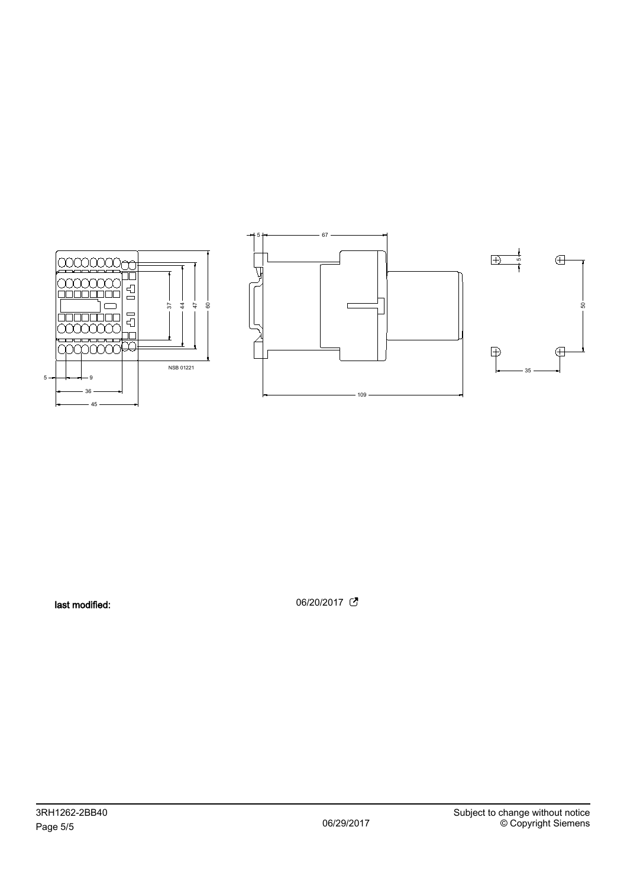5
67
5
37
44
47
60
50
NSB 01221
5
9
36
45
109
35

**last modified:** 06/20/2017